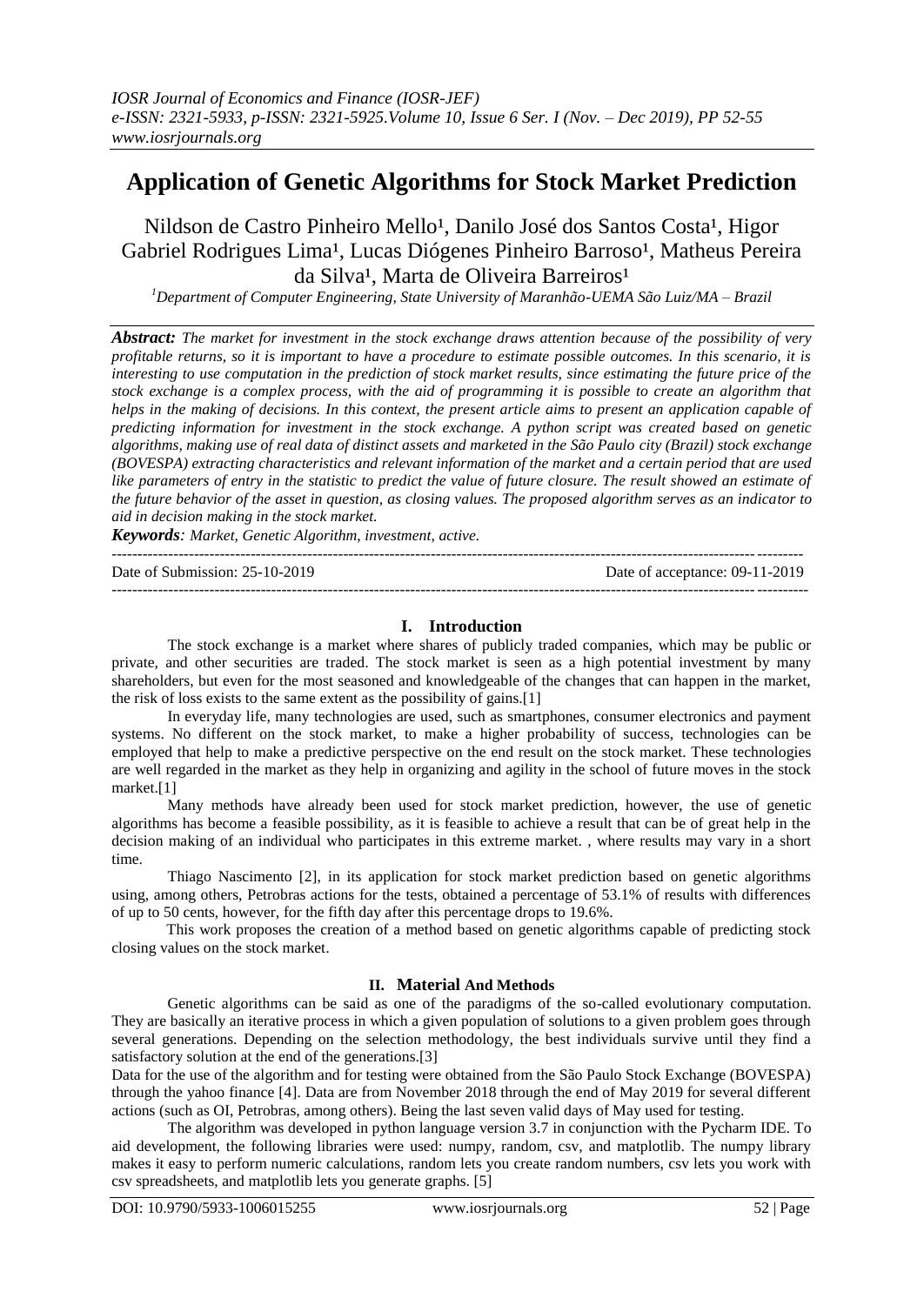# Application of Genetic Algorithms for Stock Market Prediction

Nildson de Castro Pinheiro Mello[1], Danilo José dos Santos Costa[1], Higor Gabriel Rodrigues Lima[1], Lucas Diógenes Pinheiro Barroso[1], Matheus Pereira da Silva[1], Marta de Oliveira Barreiros[1]

[1]*Department of Computer Engineering, State University of Maranhão-UEMA São Luiz/MA – Brazil*

***Abstract:*** *The market for investment in the stock exchange draws attention because of the possibility of very profitable returns, so it is important to have a procedure to estimate possible outcomes. In this scenario, it is interesting to use computation in the prediction of stock market results, since estimating the future price of the stock exchange is a complex process, with the aid of programming it is possible to create an algorithm that helps in the making of decisions. In this context, the present article aims to present an application capable of predicting information for investment in the stock exchange. A python script was created based on genetic algorithms, making use of real data of distinct assets and marketed in the São Paulo city (Brazil) stock exchange (BOVESPA) extracting characteristics and relevant information of the market and a certain period that are used like parameters of entry in the statistic to predict the value of future closure. The result showed an estimate of the future behavior of the asset in question, as closing values. The proposed algorithm serves as an indicator to aid in decision making in the stock market.*

***Keywords****: Market, Genetic Algorithm, investment, active.*

---

Date of Submission: 25-10-2019 Date of acceptance: 09-11-2019

---

## I. Introduction

The stock exchange is a market where shares of publicly traded companies, which may be public or private, and other securities are traded. The stock market is seen as a high potential investment by many shareholders, but even for the most seasoned and knowledgeable of the changes that can happen in the market, the risk of loss exists to the same extent as the possibility of gains.[1]

In everyday life, many technologies are used, such as smartphones, consumer electronics and payment systems. No different on the stock market, to make a higher probability of success, technologies can be employed that help to make a predictive perspective on the end result on the stock market. These technologies are well regarded in the market as they help in organizing and agility in the school of future moves in the stock market.[1]

Many methods have already been used for stock market prediction, however, the use of genetic algorithms has become a feasible possibility, as it is feasible to achieve a result that can be of great help in the decision making of an individual who participates in this extreme market. , where results may vary in a short time.

Thiago Nascimento [2], in its application for stock market prediction based on genetic algorithms using, among others, Petrobras actions for the tests, obtained a percentage of 53.1% of results with differences of up to 50 cents, however, for the fifth day after this percentage drops to 19.6%.

This work proposes the creation of a method based on genetic algorithms capable of predicting stock closing values on the stock market.

## II. Material And Methods

Genetic algorithms can be said as one of the paradigms of the so-called evolutionary computation. They are basically an iterative process in which a given population of solutions to a given problem goes through several generations. Depending on the selection methodology, the best individuals survive until they find a satisfactory solution at the end of the generations.[3]

Data for the use of the algorithm and for testing were obtained from the São Paulo Stock Exchange (BOVESPA) through the yahoo finance [4]. Data are from November 2018 through the end of May 2019 for several different actions (such as OI, Petrobras, among others). Being the last seven valid days of May used for testing.

The algorithm was developed in python language version 3.7 in conjunction with the Pycharm IDE. To aid development, the following libraries were used: numpy, random, csv, and matplotlib. The numpy library makes it easy to perform numeric calculations, random lets you create random numbers, csv lets you work with csv spreadsheets, and matplotlib lets you generate graphs. [5]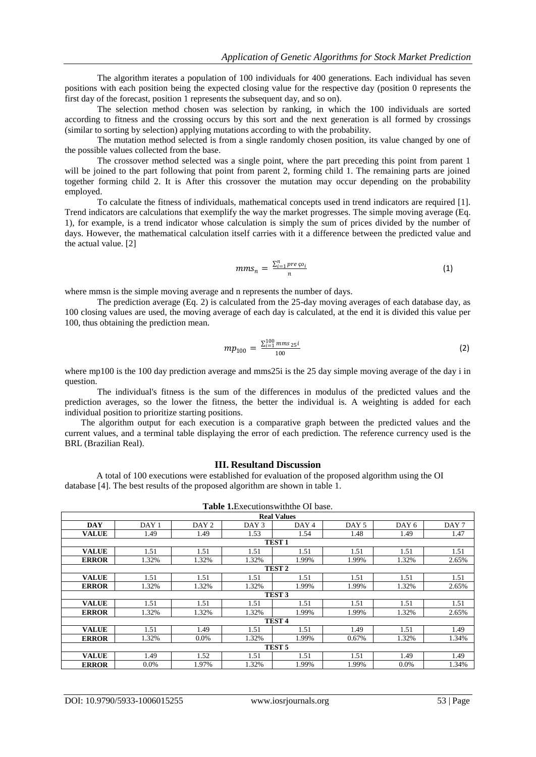The algorithm iterates a population of 100 individuals for 400 generations. Each individual has seven positions with each position being the expected closing value for the respective day (position 0 represents the first day of the forecast, position 1 represents the subsequent day, and so on).

The selection method chosen was selection by ranking, in which the 100 individuals are sorted according to fitness and the crossing occurs by this sort and the next generation is all formed by crossings (similar to sorting by selection) applying mutations according to with the probability.

The mutation method selected is from a single randomly chosen position, its value changed by one of the possible values collected from the base.

The crossover method selected was a single point, where the part preceding this point from parent 1 will be joined to the part following that point from parent 2, forming child 1. The remaining parts are joined together forming child 2. It is After this crossover the mutation may occur depending on the probability employed.

To calculate the fitness of individuals, mathematical concepts used in trend indicators are required [1]. Trend indicators are calculations that exemplify the way the market progresses. The simple moving average (Eq. 1), for example, is a trend indicator whose calculation is simply the sum of prices divided by the number of days. However, the mathematical calculation itself carries with it a difference between the predicted value and the actual value. [2]

$$mms_n = \frac{\sum_{i=1}^{n} preço_i}{n} \tag{1}$$

where mmsn is the simple moving average and n represents the number of days.

The prediction average (Eq. 2) is calculated from the 25-day moving averages of each database day, as 100 closing values are used, the moving average of each day is calculated, at the end it is divided this value per 100, thus obtaining the prediction mean.

$$mp_{100} = \frac{\sum_{i=1}^{100} mms_{25}i}{100} \tag{2}$$

where mp100 is the 100 day prediction average and mms25i is the 25 day simple moving average of the day i in question.

The individual's fitness is the sum of the differences in modulus of the predicted values and the prediction averages, so the lower the fitness, the better the individual is. A weighting is added for each individual position to prioritize starting positions.

The algorithm output for each execution is a comparative graph between the predicted values and the current values, and a terminal table displaying the error of each prediction. The reference currency used is the BRL (Brazilian Real).

## III. Resultand Discussion

A total of 100 executions were established for evaluation of the proposed algorithm using the OI database [4]. The best results of the proposed algorithm are shown in table 1.

**Table 1.** Executionswiththe OI base.

| | | | **Real Values** | | | | |
|---|---|---|---|---|---|---|---|
| **DAY** | DAY 1 | DAY 2 | DAY 3 | DAY 4 | DAY 5 | DAY 6 | DAY 7 |
| **VALUE** | 1.49 | 1.49 | 1.53 | 1.54 | 1.48 | 1.49 | 1.47 |
| | | | **TEST 1** | | | | |
| **VALUE** | 1.51 | 1.51 | 1.51 | 1.51 | 1.51 | 1.51 | 1.51 |
| **ERROR** | 1.32% | 1.32% | 1.32% | 1.99% | 1.99% | 1.32% | 2.65% |
| | | | **TEST 2** | | | | |
| **VALUE** | 1.51 | 1.51 | 1.51 | 1.51 | 1.51 | 1.51 | 1.51 |
| **ERROR** | 1.32% | 1.32% | 1.32% | 1.99% | 1.99% | 1.32% | 2.65% |
| | | | **TEST 3** | | | | |
| **VALUE** | 1.51 | 1.51 | 1.51 | 1.51 | 1.51 | 1.51 | 1.51 |
| **ERROR** | 1.32% | 1.32% | 1.32% | 1.99% | 1.99% | 1.32% | 2.65% |
| | | | **TEST 4** | | | | |
| **VALUE** | 1.51 | 1.49 | 1.51 | 1.51 | 1.49 | 1.51 | 1.49 |
| **ERROR** | 1.32% | 0.0% | 1.32% | 1.99% | 0.67% | 1.32% | 1.34% |
| | | | **TEST 5** | | | | |
| **VALUE** | 1.49 | 1.52 | 1.51 | 1.51 | 1.51 | 1.49 | 1.49 |
| **ERROR** | 0.0% | 1.97% | 1.32% | 1.99% | 1.99% | 0.0% | 1.34% |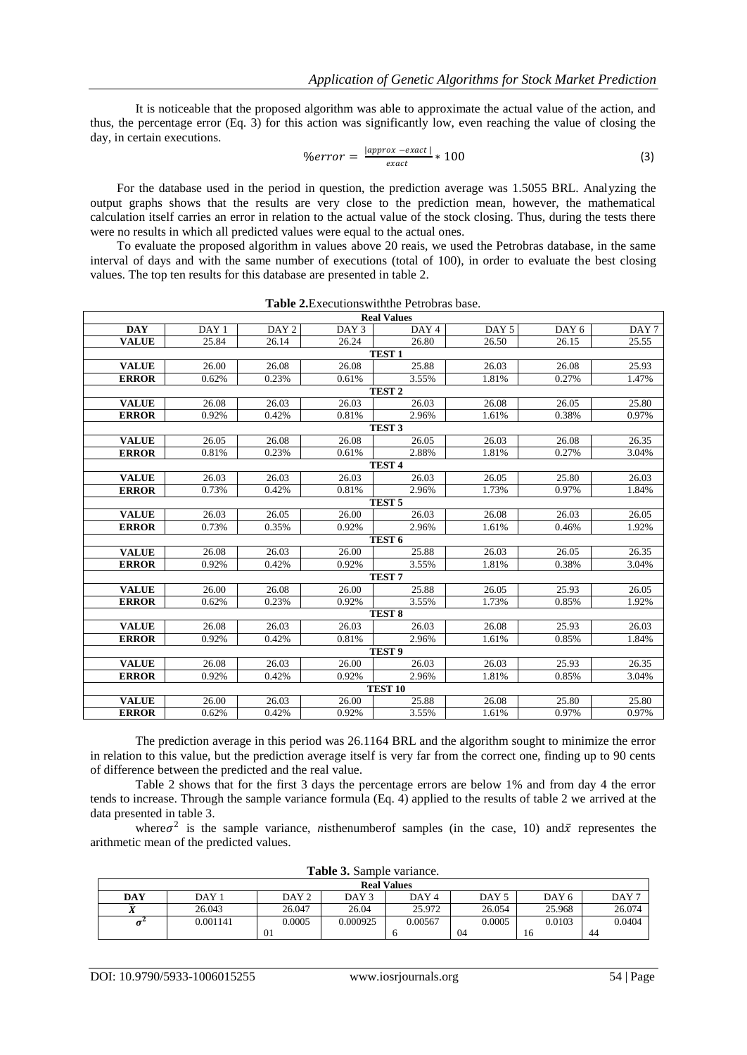It is noticeable that the proposed algorithm was able to approximate the actual value of the action, and thus, the percentage error (Eq. 3) for this action was significantly low, even reaching the value of closing the day, in certain executions.

$$\%error = \frac{|approx - exact|}{exact} * 100 \quad (3)$$

For the database used in the period in question, the prediction average was 1.5055 BRL. Analyzing the output graphs shows that the results are very close to the prediction mean, however, the mathematical calculation itself carries an error in relation to the actual value of the stock closing. Thus, during the tests there were no results in which all predicted values were equal to the actual ones.

To evaluate the proposed algorithm in values above 20 reais, we used the Petrobras database, in the same interval of days and with the same number of executions (total of 100), in order to evaluate the best closing values. The top ten results for this database are presented in table 2.

**Table 2.** Executions with the Petrobras base.

| **Real Values** | | | | | | | |
|---|---|---|---|---|---|---|---|
| **DAY** | DAY 1 | DAY 2 | DAY 3 | DAY 4 | DAY 5 | DAY 6 | DAY 7 |
| **VALUE** | 25.84 | 26.14 | 26.24 | 26.80 | 26.50 | 26.15 | 25.55 |
| **TEST 1** | | | | | | | |
| **VALUE** | 26.00 | 26.08 | 26.08 | 25.88 | 26.03 | 26.08 | 25.93 |
| **ERROR** | 0.62% | 0.23% | 0.61% | 3.55% | 1.81% | 0.27% | 1.47% |
| **TEST 2** | | | | | | | |
| **VALUE** | 26.08 | 26.03 | 26.03 | 26.03 | 26.08 | 26.05 | 25.80 |
| **ERROR** | 0.92% | 0.42% | 0.81% | 2.96% | 1.61% | 0.38% | 0.97% |
| **TEST 3** | | | | | | | |
| **VALUE** | 26.05 | 26.08 | 26.08 | 26.05 | 26.03 | 26.08 | 26.35 |
| **ERROR** | 0.81% | 0.23% | 0.61% | 2.88% | 1.81% | 0.27% | 3.04% |
| **TEST 4** | | | | | | | |
| **VALUE** | 26.03 | 26.03 | 26.03 | 26.03 | 26.05 | 25.80 | 26.03 |
| **ERROR** | 0.73% | 0.42% | 0.81% | 2.96% | 1.73% | 0.97% | 1.84% |
| **TEST 5** | | | | | | | |
| **VALUE** | 26.03 | 26.05 | 26.00 | 26.03 | 26.08 | 26.03 | 26.05 |
| **ERROR** | 0.73% | 0.35% | 0.92% | 2.96% | 1.61% | 0.46% | 1.92% |
| **TEST 6** | | | | | | | |
| **VALUE** | 26.08 | 26.03 | 26.00 | 25.88 | 26.03 | 26.05 | 26.35 |
| **ERROR** | 0.92% | 0.42% | 0.92% | 3.55% | 1.81% | 0.38% | 3.04% |
| **TEST 7** | | | | | | | |
| **VALUE** | 26.00 | 26.08 | 26.00 | 25.88 | 26.05 | 25.93 | 26.05 |
| **ERROR** | 0.62% | 0.23% | 0.92% | 3.55% | 1.73% | 0.85% | 1.92% |
| **TEST 8** | | | | | | | |
| **VALUE** | 26.08 | 26.03 | 26.03 | 26.03 | 26.08 | 25.93 | 26.03 |
| **ERROR** | 0.92% | 0.42% | 0.81% | 2.96% | 1.61% | 0.85% | 1.84% |
| **TEST 9** | | | | | | | |
| **VALUE** | 26.08 | 26.03 | 26.00 | 26.03 | 26.03 | 25.93 | 26.35 |
| **ERROR** | 0.92% | 0.42% | 0.92% | 2.96% | 1.81% | 0.85% | 3.04% |
| **TEST 10** | | | | | | | |
| **VALUE** | 26.00 | 26.03 | 26.00 | 25.88 | 26.08 | 25.80 | 25.80 |
| **ERROR** | 0.62% | 0.42% | 0.92% | 3.55% | 1.61% | 0.97% | 0.97% |

The prediction average in this period was 26.1164 BRL and the algorithm sought to minimize the error in relation to this value, but the prediction average itself is very far from the correct one, finding up to 90 cents of difference between the predicted and the real value.

Table 2 shows that for the first 3 days the percentage errors are below 1% and from day 4 the error tends to increase. Through the sample variance formula (Eq. 4) applied to the results of table 2 we arrived at the data presented in table 3.

where $\sigma^2$ is the sample variance, *n* is the number of samples (in the case, 10) and $\bar{x}$ representes the arithmetic mean of the predicted values.

**Table 3.** Sample variance.

| **Real Values** | | | | | | | |
|---|---|---|---|---|---|---|---|
| **DAY** | DAY 1 | DAY 2 | DAY 3 | DAY 4 | DAY 5 | DAY 6 | DAY 7 |
| $\bar{X}$ | 26.043 | 26.047 | 26.04 | 25.972 | 26.054 | 25.968 | 26.074 |
| $\sigma^2$ | 0.001141 | 0.000501 | 0.000925 | 0.005676 | 0.000504 | 0.010316 | 0.040444 |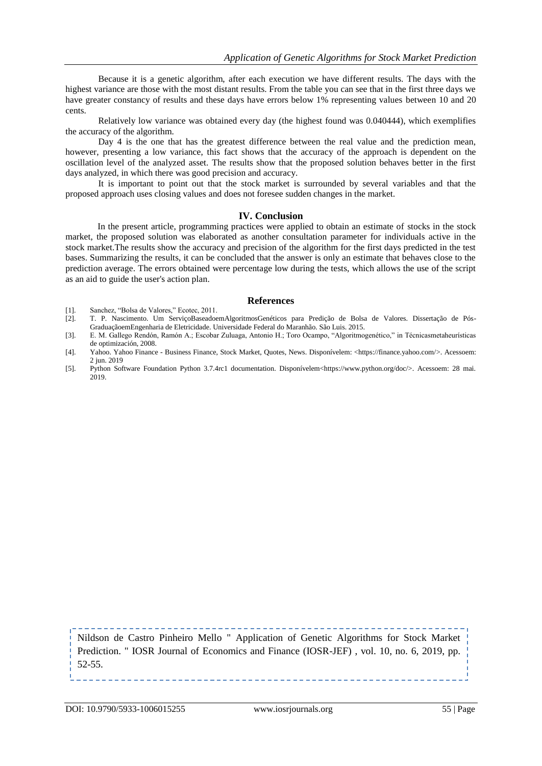Because it is a genetic algorithm, after each execution we have different results. The days with the highest variance are those with the most distant results. From the table you can see that in the first three days we have greater constancy of results and these days have errors below 1% representing values between 10 and 20 cents.

Relatively low variance was obtained every day (the highest found was 0.040444), which exemplifies the accuracy of the algorithm.

Day 4 is the one that has the greatest difference between the real value and the prediction mean, however, presenting a low variance, this fact shows that the accuracy of the approach is dependent on the oscillation level of the analyzed asset. The results show that the proposed solution behaves better in the first days analyzed, in which there was good precision and accuracy.

It is important to point out that the stock market is surrounded by several variables and that the proposed approach uses closing values and does not foresee sudden changes in the market.

## IV. Conclusion

In the present article, programming practices were applied to obtain an estimate of stocks in the stock market, the proposed solution was elaborated as another consultation parameter for individuals active in the stock market.The results show the accuracy and precision of the algorithm for the first days predicted in the test bases. Summarizing the results, it can be concluded that the answer is only an estimate that behaves close to the prediction average. The errors obtained were percentage low during the tests, which allows the use of the script as an aid to guide the user's action plan.

## References

[1]. Sanchez, "Bolsa de Valores," Ecotec, 2011.

[2]. T. P. Nascimento. Um ServiçoBaseadoemAlgoritmosGenéticos para Predição de Bolsa de Valores. Dissertação de Pós-GraduaçãoemEngenharia de Eletricidade. Universidade Federal do Maranhão. São Luis. 2015.

[3]. E. M. Gallego Rendón, Ramón A.; Escobar Zuluaga, Antonio H.; Toro Ocampo, "Algoritmogenético," in Técnicasmetaheurísticas de optimización, 2008.

[4]. Yahoo. Yahoo Finance - Business Finance, Stock Market, Quotes, News. Disponívelem: <https://finance.yahoo.com/>. Acessoem: 2 jun. 2019

[5]. Python Software Foundation Python 3.7.4rc1 documentation. Disponívelem<https://www.python.org/doc/>. Acessoem: 28 mai. 2019.

Nildson de Castro Pinheiro Mello " Application of Genetic Algorithms for Stock Market Prediction. " IOSR Journal of Economics and Finance (IOSR-JEF) , vol. 10, no. 6, 2019, pp. 52-55.